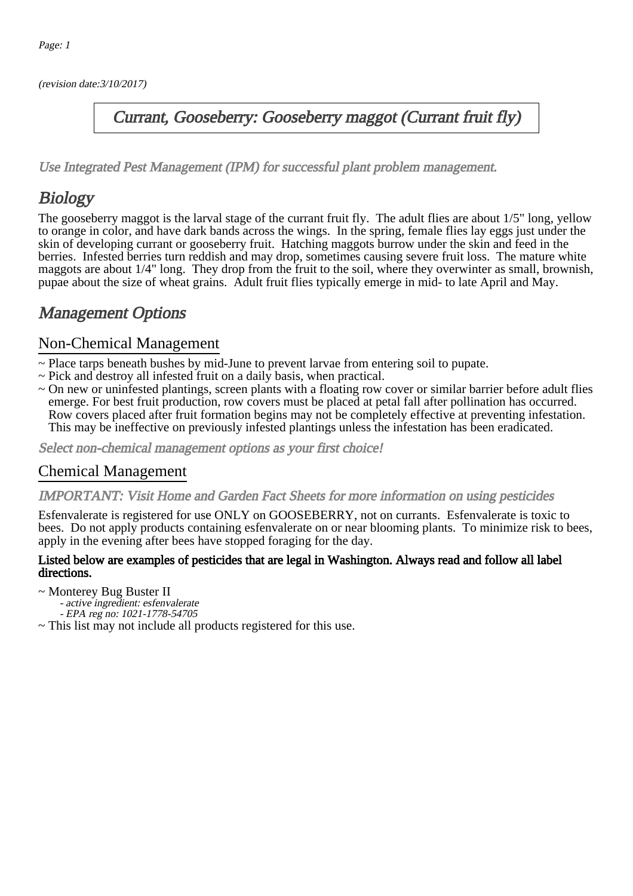(revision date:3/10/2017)

# Currant, Gooseberry: Gooseberry maggot (Currant fruit fly)

*Use Integrated Pest Management (IPM) for successful plant problem management.*

## Biology

The gooseberry maggot is the larval stage of the currant fruit fly. The adult flies are about 1/5" long, yellow to orange in color, and have dark bands across the wings. In the spring, female flies lay eggs just under the skin of developing currant or gooseberry fruit. Hatching maggots burrow under the skin and feed in the berries. Infested berries turn reddish and may drop, sometimes causing severe fruit loss. The mature white maggots are about 1/4" long. They drop from the fruit to the soil, where they overwinter as small, brownish, pupae about the size of wheat grains. Adult fruit flies typically emerge in mid- to late April and May.

## Management Options

### Non-Chemical Management

~ Place tarps beneath bushes by mid-June to prevent larvae from entering soil to pupate.
~ Pick and destroy all infested fruit on a daily basis, when practical.
~ On new or uninfested plantings, screen plants with a floating row cover or similar barrier before adult flies emerge. For best fruit production, row covers must be placed at petal fall after pollination has occurred. Row covers placed after fruit formation begins may not be completely effective at preventing infestation. This may be ineffective on previously infested plantings unless the infestation has been eradicated.

*Select non-chemical management options as your first choice!*

### Chemical Management

*IMPORTANT: Visit Home and Garden Fact Sheets for more information on using pesticides*

Esfenvalerate is registered for use ONLY on GOOSEBERRY, not on currants. Esfenvalerate is toxic to bees. Do not apply products containing esfenvalerate on or near blooming plants. To minimize risk to bees, apply in the evening after bees have stopped foraging for the day.

**Listed below are examples of pesticides that are legal in Washington. Always read and follow all label directions.**

~ Monterey Bug Buster II
  - *active ingredient: esfenvalerate*
  - *EPA reg no: 1021-1778-54705*

~ This list may not include all products registered for this use.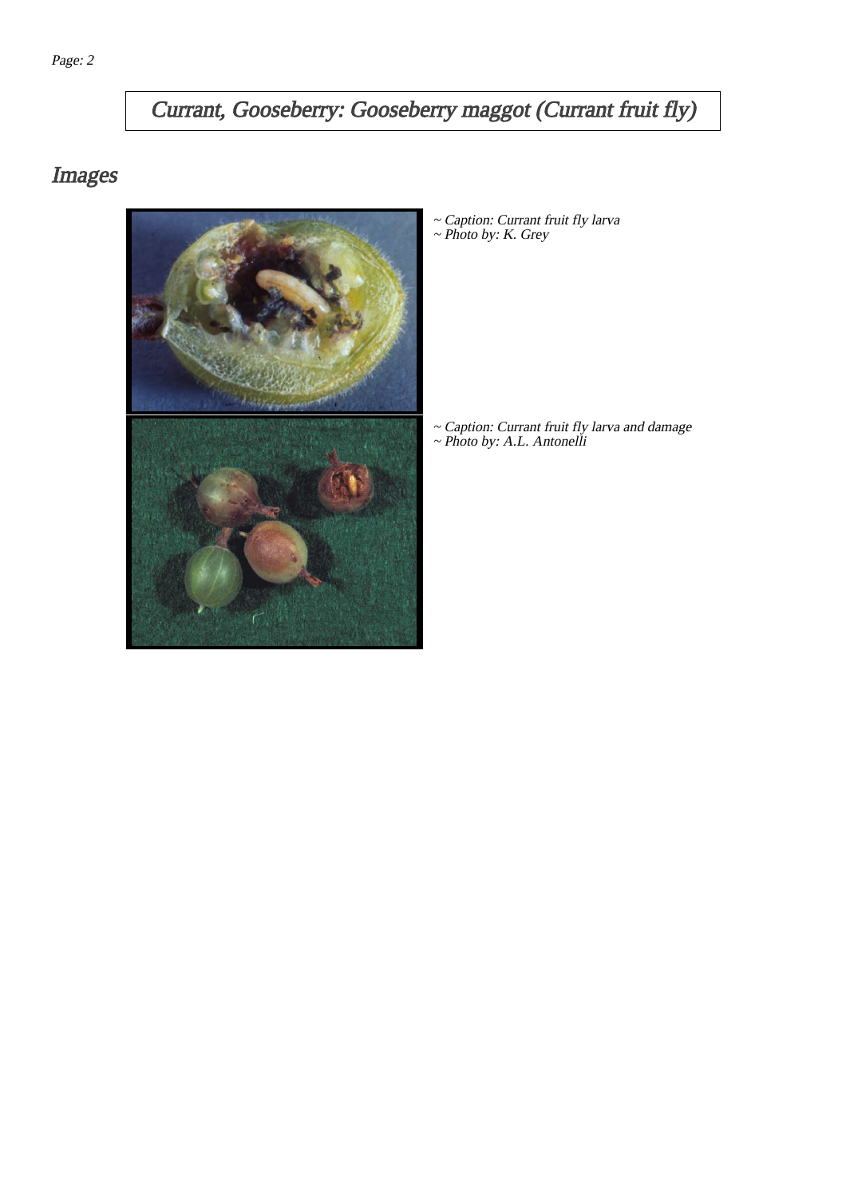# Currant, Gooseberry: Gooseberry maggot (Currant fruit fly)

## Images

~ Caption: Currant fruit fly larva
~ Photo by: K. Grey

~ Caption: Currant fruit fly larva and damage
~ Photo by: A.L. Antonelli